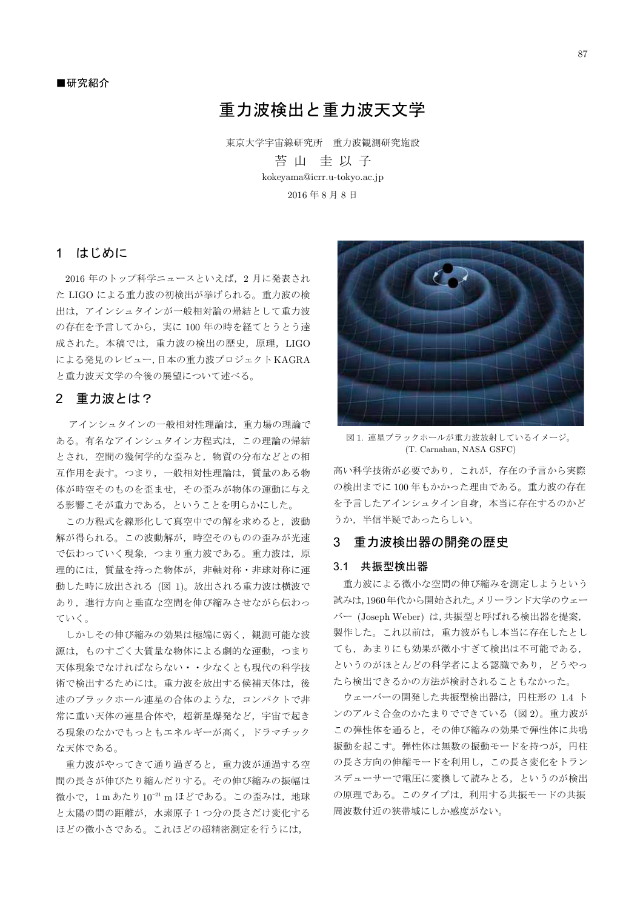■研究紹介

# 重力波検出と重力波天文学

東京大学宇宙線研究所　重力波観測研究施設

苔山 圭以子

kokeyama@icrr.u-tokyo.ac.jp

2016 年 8 月 8 日

## 1　はじめに

2016 年のトップ科学ニュースといえば，2 月に発表された LIGO による重力波の初検出が挙げられる。重力波の検出は，アインシュタインが一般相対論の帰結として重力波の存在を予言してから，実に 100 年の時を経てとうとう達成された。本稿では，重力波の検出の歴史，原理，LIGO による発見のレビュー, 日本の重力波プロジェクト KAGRA と重力波天文学の今後の展望について述べる。

## 2　重力波とは？

アインシュタインの一般相対性理論は，重力場の理論である。有名なアインシュタイン方程式は，この理論の帰結とされ，空間の幾何学的な歪みと，物質の分布などとの相互作用を表す。つまり，一般相対性理論は，質量のある物体が時空そのものを歪ませ，その歪みが物体の運動に与える影響こそが重力である，ということを明らかにした。

この方程式を線形化して真空中での解を求めると，波動解が得られる。この波動解が，時空そのものの歪みが光速で伝わっていく現象，つまり重力波である。重力波は，原理的には，質量を持った物体が，非軸対称・非球対称に運動した時に放出される (図 1)。放出される重力波は横波であり，進行方向と垂直な空間を伸び縮みさせながら伝わっていく。

しかしその伸び縮みの効果は極端に弱く，観測可能な波源は，ものすごく大質量な物体による劇的な運動，つまり天体現象でなければならない・・少なくとも現代の科学技術で検出するためには。重力波を放出する候補天体は，後述のブラックホール連星の合体のような，コンパクトで非常に重い天体の連星合体や，超新星爆発など，宇宙で起きる現象のなかでもっともエネルギーが高く，ドラマチックな天体である。

重力波がやってきて通り過ぎると，重力波が通過する空間の長さが伸びたり縮んだりする。その伸び縮みの振幅は微小で，1 m あたり $10^{-21}$ m ほどである。この歪みは，地球と太陽の間の距離が，水素原子 1 つ分の長さだけ変化するほどの微小さである。これほどの超精密測定を行うには，高い科学技術が必要であり，これが，存在の予言から実際の検出までに 100 年もかかった理由である。重力波の存在を予言したアインシュタイン自身，本当に存在するのかどうか，半信半疑であったらしい。

図 1. 連星ブラックホールが重力波放射しているイメージ。(T. Carnahan, NASA GSFC)

## 3　重力波検出器の開発の歴史

### 3.1　共振型検出器

重力波による微小な空間の伸び縮みを測定しようという試みは, 1960 年代から開始された。メリーランド大学のウェーバー (Joseph Weber) は, 共振型と呼ばれる検出器を提案, 製作した。これ以前は，重力波がもし本当に存在したとしても，あまりにも効果が微小すぎて検出は不可能である，というのがほとんどの科学者による認識であり，どうやったら検出できるかの方法が検討されることもなかった。

ウェーバーの開発した共振型検出器は，円柱形の 1.4 トンのアルミ合金のかたまりでできている（図 2)。重力波がこの弾性体を通ると，その伸び縮みの効果で弾性体に共鳴振動を起こす。弾性体は無数の振動モードを持つが，円柱の長さ方向の伸縮モードを利用し，この長さ変化をトランスデューサーで電圧に変換して読みとる，というのが検出の原理である。このタイプは，利用する共振モードの共振周波数付近の狭帯域にしか感度がない。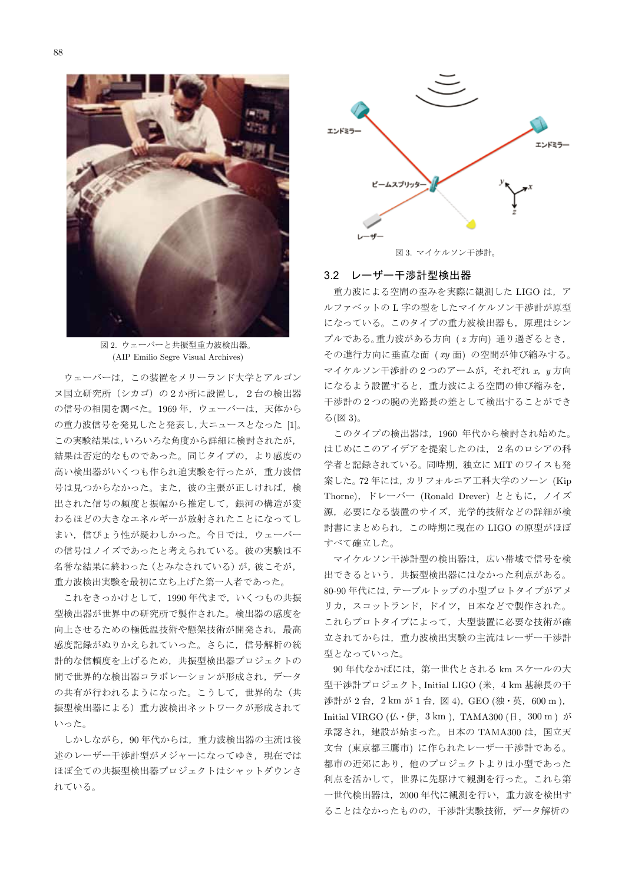図 2. ウェーバーと共振型重力波検出器。
(AIP Emilio Segre Visual Archives)

ウェーバーは，この装置をメリーランド大学とアルゴンヌ国立研究所（シカゴ）の２か所に設置し，２台の検出器の信号の相関を調べた。1969 年，ウェーバーは，天体からの重力波信号を発見したと発表し,大ニュースとなった [1]。この実験結果は,いろいろな角度から詳細に検討されたが，結果は否定的なものであった。同じタイプの，より感度の高い検出器がいくつも作られ追実験を行ったが，重力波信号は見つからなかった。また，彼の主張が正しければ，検出された信号の頻度と振幅から推定して，銀河の構造が変わるほどの大きなエネルギーが放射されたことになってしまい，信ぴょう性が疑わしかった。今日では，ウェーバーの信号はノイズであったと考えられている。彼の実験は不名誉な結果に終わった（とみなされている）が，彼こそが，重力波検出実験を最初に立ち上げた第一人者であった。

これをきっかけとして，1990 年代まで，いくつもの共振型検出器が世界中の研究所で製作された。検出器の感度を向上させるための極低温技術や懸架技術が開発され，最高感度記録がぬりかえられていった。さらに，信号解析の統計的な信頼度を上げるため，共振型検出器プロジェクトの間で世界的な検出器コラボレーションが形成され，データの共有が行われるようになった。こうして，世界的な（共振型検出器による）重力波検出ネットワークが形成されていった。

しかしながら，90 年代からは，重力波検出器の主流は後述のレーザー干渉計型がメジャーになってゆき，現在ではほぼ全ての共振型検出器プロジェクトはシャットダウンされている。

図 3. マイケルソン干渉計。

### 3.2 レーザー干渉計型検出器

重力波による空間の歪みを実際に観測した LIGO は，アルファベットの L 字の型をしたマイケルソン干渉計が原型になっている。このタイプの重力波検出器も，原理はシンプルである。重力波がある方向（$z$ 方向）通り過ぎるとき，その進行方向に垂直な面（$xy$ 面）の空間が伸び縮みする。マイケルソン干渉計の２つのアームが，それぞれ $x$, $y$ 方向になるよう設置すると，重力波による空間の伸び縮みを，干渉計の２つの腕の光路長の差として検出することができる(図 3)。

このタイプの検出器は，1960 年代から検討され始めた。はじめにこのアイデアを提案したのは，２名のロシアの科学者と記録されている。同時期，独立に MIT のワイスも発案した。72 年には，カリフォルニア工科大学のソーン（Kip Thorne），ドレーバー（Ronald Drever）とともに，ノイズ源，必要になる装置のサイズ，光学的技術などの詳細が検討書にまとめられ，この時期に現在の LIGO の原型がほぼすべて確立した。

マイケルソン干渉計型の検出器は，広い帯域で信号を検出できるという，共振型検出器にはなかった利点がある。80-90 年代には，テーブルトップの小型プロトタイプがアメリカ，スコットランド，ドイツ，日本などで製作された。これらプロトタイプによって，大型装置に必要な技術が確立されてからは，重力波検出実験の主流はレーザー干渉計型となっていった。

90 年代なかばには，第一世代とされる km スケールの大型干渉計プロジェクト，Initial LIGO (米，4 km 基線長の干渉計が２台，2 km が１台，図 4)，GEO (独・英，600 m)，Initial VIRGO (仏・伊，3 km)，TAMA300 (日，300 m) が承認され，建設が始まった。日本の TAMA300 は，国立天文台（東京都三鷹市）に作られたレーザー干渉計である。都市の近郊にあり，他のプロジェクトよりは小型であった利点を活かして，世界に先駆けて観測を行った。これら第一世代検出器は，2000 年代に観測を行い，重力波を検出することはなかったものの，干渉計実験技術，データ解析の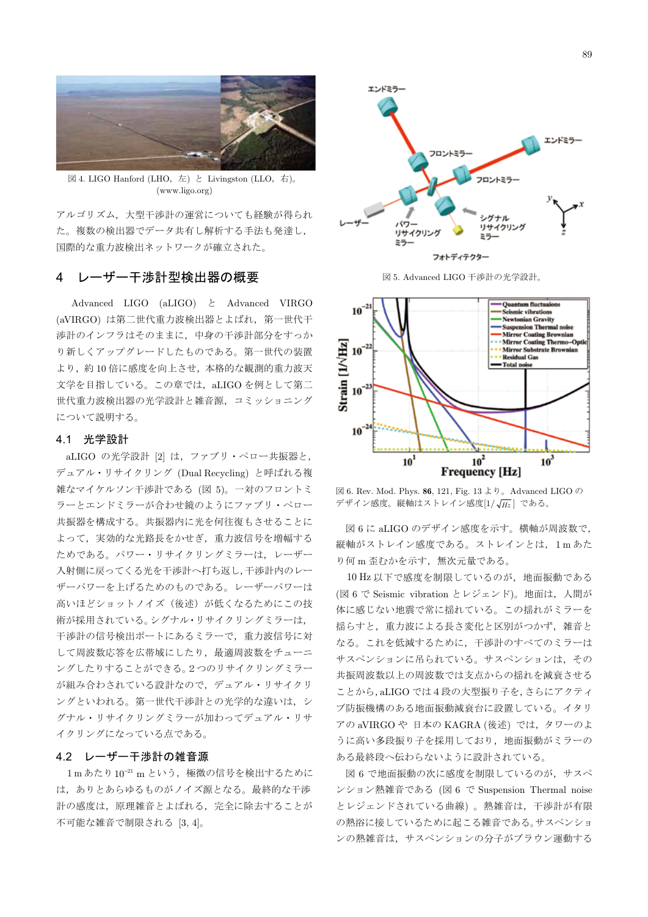図 4. LIGO Hanford (LHO，左) と Livingston (LLO，右)。(www.ligo.org)

アルゴリズム，大型干渉計の運営についても経験が得られた。複数の検出器でデータ共有し解析する手法も発達し，国際的な重力波検出ネットワークが確立された。

## 4 レーザー干渉計型検出器の概要

Advanced LIGO (aLIGO) と Advanced VIRGO (aVIRGO) は第二世代重力波検出器とよばれ，第一世代干渉計のインフラはそのままに，中身の干渉計部分をすっかり新しくアップグレードしたものである。第一世代の装置より，約 10 倍に感度を向上させ，本格的な観測的重力波天文学を目指している。この章では，aLIGO を例として第二世代重力波検出器の光学設計と雑音源，コミッショニングについて説明する。

### 4.1 光学設計

aLIGO の光学設計 [2] は，ファブリ・ペロー共振器と，デュアル・リサイクリング (Dual Recycling) と呼ばれる複雑なマイケルソン干渉計である (図 5)。一対のフロントミラーとエンドミラーが合わせ鏡のようにファブリ・ペロー共振器を構成する。共振器内に光を何往復もさせることによって，実効的な光路長をかせぎ，重力波信号を増幅するためである。パワー・リサイクリングミラーは，レーザー入射側に戻ってくる光を干渉計へ打ち返し，干渉計内のレーザーパワーを上げるためのものである。レーザーパワーは高いほどショットノイズ（後述）が低くなるためにこの技術が採用されている。シグナル・リサイクリングミラーは，干渉計の信号検出ポートにあるミラーで，重力波信号に対して周波数応答を広帯域にしたり，最適周波数をチューニングしたりすることができる。2 つのリサイクリングミラーが組み合わされている設計なので，デュアル・リサイクリングといわれる。第一世代干渉計との光学的な違いは，シグナル・リサイクリングミラーが加わってデュアル・リサイクリングになっている点である。

### 4.2 レーザー干渉計の雑音源

1 m あたり $10^{-21}$ m という，極微の信号を検出するためには，ありとあらゆるものがノイズ源となる。最終的な干渉計の感度は，原理雑音とよばれる，完全に除去することが不可能な雑音で制限される [3, 4]。

図 5. Advanced LIGO 干渉計の光学設計。

図 6. Rev. Mod. Phys. **86**, 121, Fig. 13 より。Advanced LIGO のデザイン感度。縦軸はストレイン感度$[1/\sqrt{Hz}]$ である。

図 6 に aLIGO のデザイン感度を示す。横軸が周波数で，縦軸がストレイン感度である。ストレインとは，1 m あたり何 m 歪むかを示す，無次元量である。

10 Hz 以下で感度を制限しているのが，地面振動である (図 6 で Seismic vibration とレジェンド)。地面は，人間が体に感じない地震で常に揺れている。この揺れがミラーを揺らすと，重力波による長さ変化と区別がつかず，雑音となる。これを低減するために，干渉計のすべてのミラーはサスペンションに吊られている。サスペンションは，その共振周波数以上の周波数では支点からの揺れを減衰させることから，aLIGO では 4 段の大型振り子を，さらにアクティブ防振機構のある地面振動減衰台に設置している。イタリアの aVIRGO や 日本の KAGRA (後述) では，タワーのように高い多段振り子を採用しており，地面振動がミラーのある最終段へ伝わらないように設計されている。

図 6 で地面振動の次に感度を制限しているのが，サスペンション熱雑音である (図 6 で Suspension Thermal noise とレジェンドされている曲線) 。熱雑音は，干渉計が有限の熱浴に接しているために起こる雑音である。サスペンションの熱雑音は，サスペンションの分子がブラウン運動する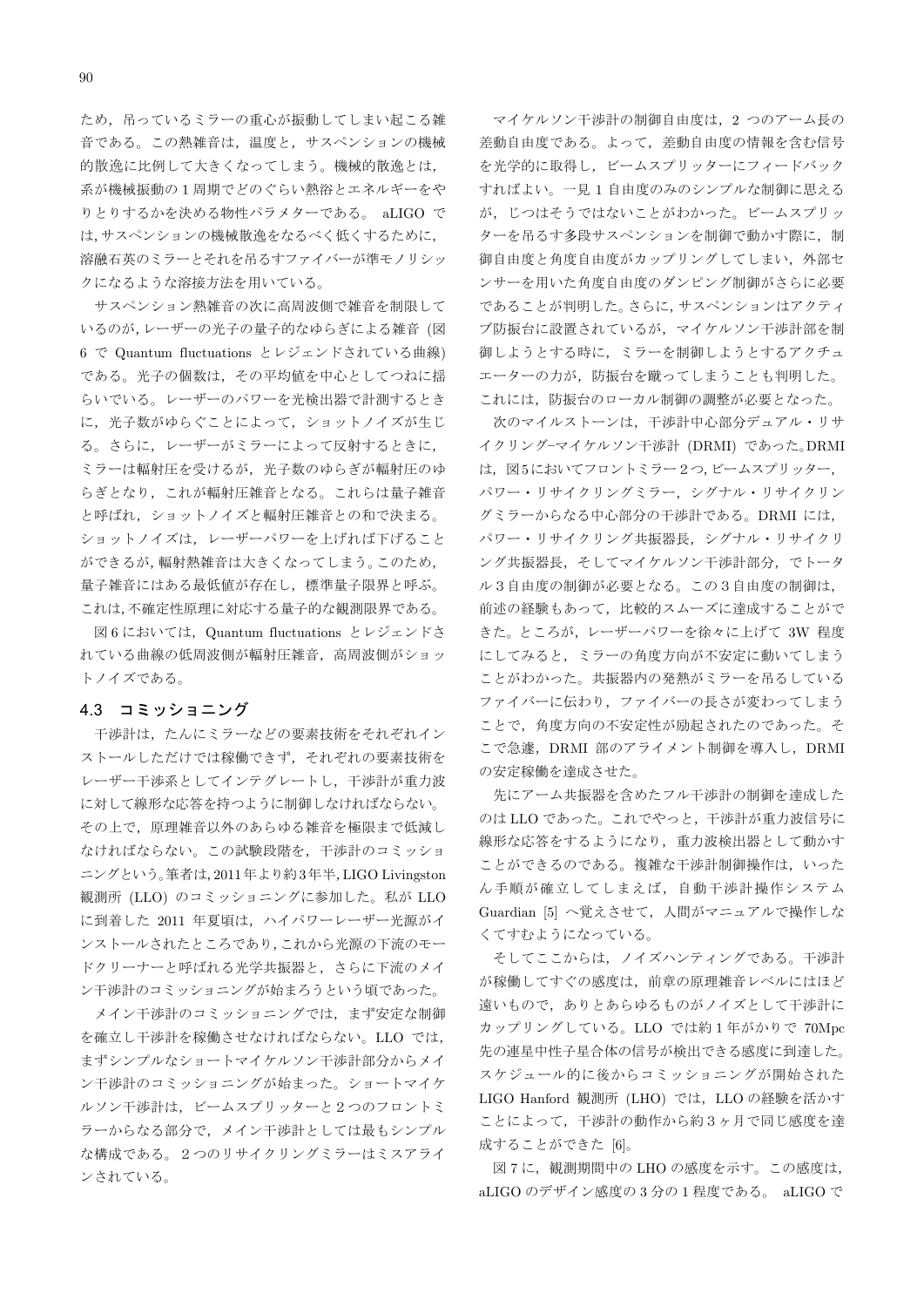ため，吊っているミラーの重心が振動してしまい起こる雑音である。この熱雑音は，温度と，サスペンションの機械的散逸に比例して大きくなってしまう。機械的散逸とは，系が機械振動の 1 周期でどのぐらい熱浴とエネルギーをやりとりするかを決める物性パラメターである。 aLIGO では, サスペンションの機械散逸をなるべく低くするために, 溶融石英のミラーとそれを吊るすファイバーが準モノリシックになるような溶接方法を用いている。

サスペンション熱雑音の次に高周波側で雑音を制限しているのが, レーザーの光子の量子的なゆらぎによる雑音 (図 6 で Quantum fluctuations とレジェンドされている曲線) である。光子の個数は，その平均値を中心としてつねに揺らいでいる。レーザーのパワーを光検出器で計測するときに，光子数がゆらぐことによって，ショットノイズが生じる。さらに，レーザーがミラーによって反射するときに，ミラーは輻射圧を受けるが，光子数のゆらぎが輻射圧のゆらぎとなり，これが輻射圧雑音となる。これらは量子雑音と呼ばれ，ショットノイズと輻射圧雑音との和で決まる。ショットノイズは，レーザーパワーを上げれば下げることができるが, 輻射熱雑音は大きくなってしまう。このため, 量子雑音にはある最低値が存在し，標準量子限界と呼ぶ。これは, 不確定性原理に対応する量子的な観測限界である。

図 6 においては，Quantum fluctuations とレジェンドされている曲線の低周波側が輻射圧雑音，高周波側がショットノイズである。

### 4.3 コミッショニング

干渉計は，たんにミラーなどの要素技術をそれぞれインストールしただけでは稼働できず，それぞれの要素技術をレーザー干渉系としてインテグレートし，干渉計が重力波に対して線形な応答を持つように制御しなければならない。その上で，原理雑音以外のあらゆる雑音を極限まで低減しなければならない。この試験段階を，干渉計のコミッショニングという。筆者は, 2011 年より約 3 年半, LIGO Livingston 観測所 (LLO) のコミッショニングに参加した。私が LLO に到着した 2011 年夏頃は，ハイパワーレーザー光源がインストールされたところであり, これから光源の下流のモードクリーナーと呼ばれる光学共振器と，さらに下流のメイン干渉計のコミッショニングが始まろうという頃であった。

メイン干渉計のコミッショニングでは，まず安定な制御を確立し干渉計を稼働させなければならない。LLO では，まずシンプルなショートマイケルソン干渉計部分からメイン干渉計のコミッショニングが始まった。ショートマイケルソン干渉計は，ビームスプリッターと 2 つのフロントミラーからなる部分で，メイン干渉計としては最もシンプルな構成である。 2 つのリサイクリングミラーはミスアラインされている。

マイケルソン干渉計の制御自由度は，2 つのアーム長の差動自由度である。よって，差動自由度の情報を含む信号を光学的に取得し，ビームスプリッターにフィードバックすればよい。一見 1 自由度のみのシンプルな制御に思えるが，じつはそうではないことがわかった。ビームスプリッターを吊るす多段サスペンションを制御で動かす際に，制御自由度と角度自由度がカップリングしてしまい，外部センサーを用いた角度自由度のダンピング制御がさらに必要であることが判明した。さらに, サスペンションはアクティブ防振台に設置されているが，マイケルソン干渉計部を制御しようとする時に，ミラーを制御しようとするアクチュエーターの力が，防振台を蹴ってしまうことも判明した。これには，防振台のローカル制御の調整が必要となった。

次のマイルストーンは，干渉計中心部分デュアル・リサイクリング–マイケルソン干渉計 (DRMI) であった。DRMI は，図 5 においてフロントミラー 2 つ, ビームスプリッター，パワー・リサイクリングミラー，シグナル・リサイクリングミラーからなる中心部分の干渉計である。DRMI には，パワー・リサイクリング共振器長，シグナル・リサイクリング共振器長，そしてマイケルソン干渉計部分，でトータル 3 自由度の制御が必要となる。この 3 自由度の制御は，前述の経験もあって，比較的スムーズに達成することができた。ところが，レーザーパワーを徐々に上げて 3W 程度にしてみると，ミラーの角度方向が不安定に動いてしまうことがわかった。共振器内の発熱がミラーを吊るしているファイバーに伝わり，ファイバーの長さが変わってしまうことで，角度方向の不安定性が励起されたのであった。そこで急遽，DRMI 部のアライメント制御を導入し，DRMI の安定稼働を達成させた。

先にアーム共振器を含めたフル干渉計の制御を達成したのは LLO であった。これでやっと，干渉計が重力波信号に線形な応答をするようになり，重力波検出器として動かすことができるのである。複雑な干渉計制御操作は，いったん手順が確立してしまえば，自動干渉計操作システム Guardian [5] へ覚えさせて，人間がマニュアルで操作しなくてすむようになっている。

そしてここからは，ノイズハンティングである。干渉計が稼働してすぐの感度は，前章の原理雑音レベルにはほど遠いもので，ありとあらゆるものがノイズとして干渉計にカップリングしている。LLO では約 1 年がかりで 70Mpc 先の連星中性子星合体の信号が検出できる感度に到達した。スケジュール的に後からコミッショニングが開始された LIGO Hanford 観測所 (LHO) では，LLO の経験を活かすことによって，干渉計の動作から約 3 ヶ月で同じ感度を達成することができた [6]。

図 7 に，観測期間中の LHO の感度を示す。この感度は，aLIGO のデザイン感度の 3 分の 1 程度である。 aLIGO で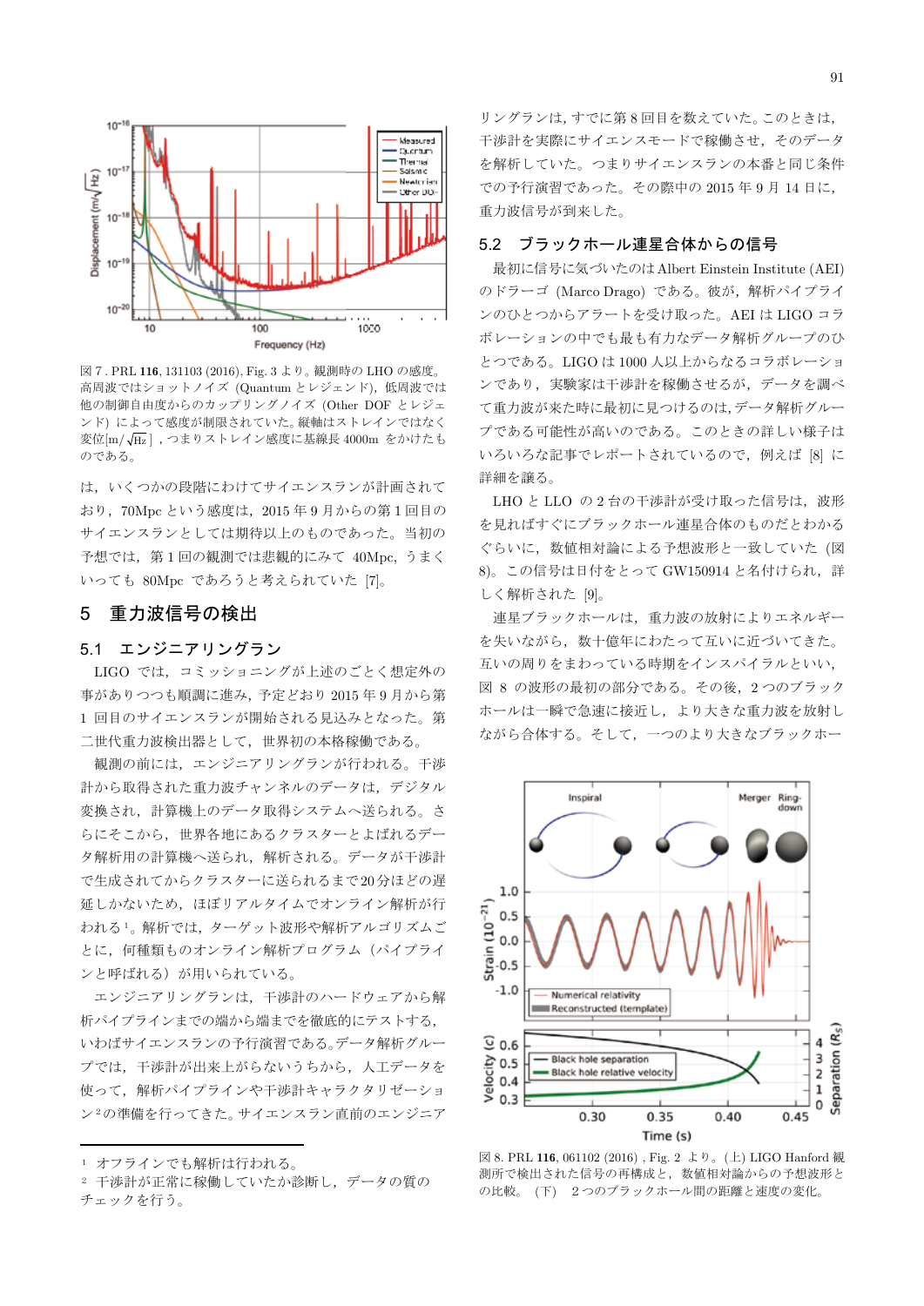図 7. PRL **116**, 131103 (2016), Fig. 3 より。観測時の LHO の感度。高周波ではショットノイズ (Quantum とレジェンド), 低周波では他の制御自由度からのカップリングノイズ (Other DOF とレジェンド) によって感度が制限されていた。縦軸はストレインではなく変位[m/$\sqrt{\text{Hz}}$] , つまりストレイン感度に基線長 4000m をかけたものである。

は，いくつかの段階にわけてサイエンスランが計画されており，70Mpc という感度は，2015 年 9 月からの第 1 回目のサイエンスランとしては期待以上のものであった。当初の予想では，第 1 回の観測では悲観的にみて 40Mpc，うまくいっても 80Mpc であろうと考えられていた [7]。

## 5　重力波信号の検出

### 5.1　エンジニアリングラン

LIGO では，コミッショニングが上述のごとく想定外の事がありつつも順調に進み，予定どおり 2015 年 9 月から第 1 回目のサイエンスランが開始される見込みとなった。第二世代重力波検出器として，世界初の本格稼働である。

観測の前には，エンジニアリングランが行われる。干渉計から取得された重力波チャンネルのデータは，デジタル変換され，計算機上のデータ取得システムへ送られる。さらにそこから，世界各地にあるクラスターとよばれるデータ解析用の計算機へ送られ，解析される。データが干渉計で生成されてからクラスターに送られるまで 20 分ほどの遅延しかないため，ほぼリアルタイムでオンライン解析が行われる[1]。解析では，ターゲット波形や解析アルゴリズムごとに，何種類ものオンライン解析プログラム（パイプラインと呼ばれる）が用いられている。

エンジニアリングランは，干渉計のハードウェアから解析パイプラインまでの端から端までを徹底的にテストする，いわばサイエンスランの予行演習である。データ解析グループでは，干渉計が出来上がらないうちから，人工データを使って，解析パイプラインや干渉計キャラクタリゼーション[2]の準備を行ってきた。サイエンスラン直前のエンジニアリングランは，すでに第 8 回目を数えていた。このときは，干渉計を実際にサイエンスモードで稼働させ，そのデータを解析していた。つまりサイエンスランの本番と同じ条件での予行演習であった。その際中の 2015 年 9 月 14 日に，重力波信号が到来した。

### 5.2　ブラックホール連星合体からの信号

最初に信号に気づいたのは Albert Einstein Institute (AEI) のドラーゴ (Marco Drago) である。彼が，解析パイプラインのひとつからアラートを受け取った。AEI は LIGO コラボレーションの中でも最も有力なデータ解析グループのひとつである。LIGO は 1000 人以上からなるコラボレーションであり，実験家は干渉計を稼働させるが，データを調べて重力波が来た時に最初に見つけるのは，データ解析グループである可能性が高いのである。このときの詳しい様子はいろいろな記事でレポートされているので，例えば [8] に詳細を譲る。

LHO と LLO の 2 台の干渉計が受け取った信号は，波形を見ればすぐにブラックホール連星合体のものだとわかるぐらいに，数値相対論による予想波形と一致していた (図 8)。この信号は日付をとって GW150914 と名付けられ，詳しく解析された [9]。

連星ブラックホールは，重力波の放射によりエネルギーを失いながら，数十億年にわたって互いに近づいてきた。互いの周りをまわっている時期をインスパイラルといい，図 8 の波形の最初の部分である。その後，2 つのブラックホールは一瞬で急速に接近し，より大きな重力波を放射しながら合体する。そして，一つのより大きなブラックホー

図 8. PRL **116**, 061102 (2016) , Fig. 2 より。(上) LIGO Hanford 観測所で検出された信号の再構成と，数値相対論からの予想波形との比較。 (下)　2 つのブラックホール間の距離と速度の変化。

---

[1] オフラインでも解析は行われる。

[2] 干渉計が正常に稼働していたか診断し，データの質のチェックを行う。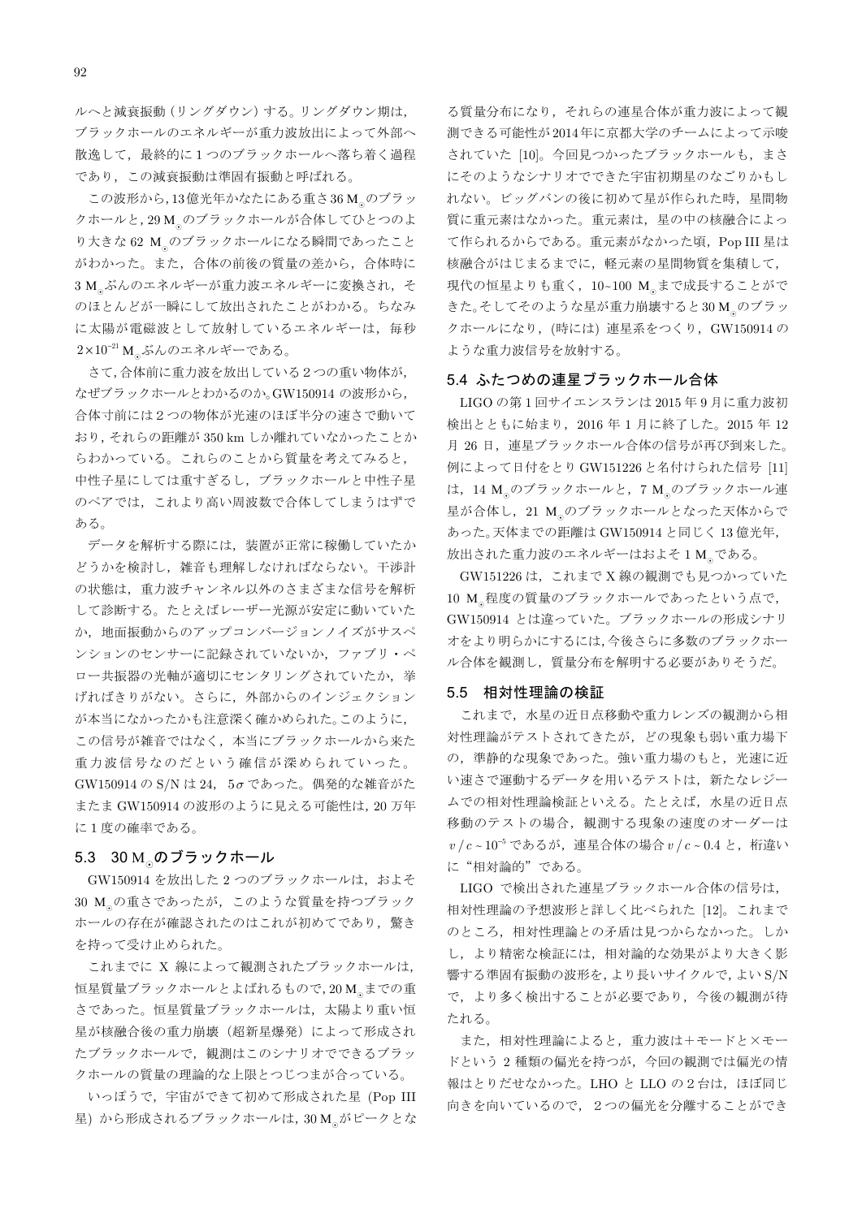ルへと減衰振動（リングダウン）する。リングダウン期は，ブラックホールのエネルギーが重力波放出によって外部へ散逸して，最終的に１つのブラックホールへ落ち着く過程であり，この減衰振動は準固有振動と呼ばれる。

この波形から，13億光年かなたにある重さ36 $M_\odot$のブラックホールと，29 $M_\odot$のブラックホールが合体してひとつのより大きな62 $M_\odot$のブラックホールになる瞬間であったことがわかった。また，合体の前後の質量の差から，合体時に3 $M_\odot$ぶんのエネルギーが重力波エネルギーに変換され，そのほとんどが一瞬にして放出されたことがわかる。ちなみに太陽が電磁波として放射しているエネルギーは，毎秒$2\times10^{-21}$ $M_\odot$ぶんのエネルギーである。

さて，合体前に重力波を放出している２つの重い物体が，なぜブラックホールとわかるのか。GW150914 の波形から，合体寸前には２つの物体が光速のほぼ半分の速さで動いており，それらの距離が 350 km しか離れていなかったことからわかっている。これらのことから質量を考えてみると，中性子星にしては重すぎるし，ブラックホールと中性子星のペアでは，これより高い周波数で合体してしまうはずである。

データを解析する際には，装置が正常に稼働していたかどうかを検討し，雑音も理解しなければならない。干渉計の状態は，重力波チャンネル以外のさまざまな信号を解析して診断する。たとえばレーザー光源が安定に動いていたか，地面振動からのアップコンバージョンノイズがサスペンションのセンサーに記録されていないか，ファブリ・ペロー共振器の光軸が適切にセンタリングされていたか，挙げればきりがない。さらに，外部からのインジェクションが本当になかったかも注意深く確かめられた。このように，この信号が雑音ではなく，本当にブラックホールから来た重力波信号なのだという確信が深められていった。GW150914 の S/N は 24，$5\sigma$であった。偶発的な雑音がたまたま GW150914 の波形のように見える可能性は，20 万年に１度の確率である。

### 5.3　30 $M_\odot$のブラックホール

GW150914 を放出した 2 つのブラックホールは，およそ 30 $M_\odot$の重さであったが，このような質量を持つブラックホールの存在が確認されたのはこれが初めてであり，驚きを持って受け止められた。

これまでに X 線によって観測されたブラックホールは，恒星質量ブラックホールとよばれるもので，20 $M_\odot$までの重さであった。恒星質量ブラックホールは，太陽より重い恒星が核融合後の重力崩壊（超新星爆発）によって形成されたブラックホールで，観測はこのシナリオでできるブラックホールの質量の理論的な上限とつじつまが合っている。

いっぽうで，宇宙ができて初めて形成された星（Pop III 星）から形成されるブラックホールは，30 $M_\odot$がピークとなる質量分布になり，それらの連星合体が重力波によって観測できる可能性が2014年に京都大学のチームによって示唆されていた [10]。今回見つかったブラックホールも，まさにそのようなシナリオでできた宇宙初期星のなごりかもしれない。ビッグバンの後に初めて星が作られた時，星間物質に重元素はなかった。重元素は，星の中の核融合によって作られるからである。重元素がなかった頃，Pop III 星は核融合がはじまるまでに，軽元素の星間物質を集積して，現代の恒星よりも重く，10~100 $M_\odot$まで成長することができた。そしてそのような星が重力崩壊すると30 $M_\odot$のブラックホールになり，(時には) 連星系をつくり，GW150914 のような重力波信号を放射する。

### 5.4 ふたつめの連星ブラックホール合体

LIGO の第１回サイエンスランは 2015 年 9 月に重力波初検出とともに始まり，2016 年 1 月に終了した。2015 年 12 月 26 日，連星ブラックホール合体の信号が再び到来した。例によって日付をとり GW151226 と名付けられた信号 [11] は，14 $M_\odot$のブラックホールと，7 $M_\odot$のブラックホール連星が合体し，21 $M_\odot$のブラックホールとなった天体からであった。天体までの距離は GW150914 と同じく 13 億光年，放出された重力波のエネルギーはおよそ 1 $M_\odot$である。

GW151226 は，これまで X 線の観測でも見つかっていた 10 $M_\odot$程度の質量のブラックホールであったという点で，GW150914 とは違っていた。ブラックホールの形成シナリオをより明らかにするには，今後さらに多数のブラックホール合体を観測し，質量分布を解明する必要がありそうだ。

### 5.5　相対性理論の検証

これまで，水星の近日点移動や重力レンズの観測から相対性理論がテストされてきたが，どの現象も弱い重力場下の，準静的な現象であった。強い重力場のもと，光速に近い速さで運動するデータを用いるテストは，新たなレジームでの相対性理論検証といえる。たとえば，水星の近日点移動のテストの場合，観測する現象の速度のオーダーは $v/c\sim10^{-5}$ であるが，連星合体の場合 $v/c\sim0.4$ と，桁違いに“相対論的”である。

LIGO で検出された連星ブラックホール合体の信号は，相対性理論の予想波形と詳しく比べられた [12]。これまでのところ，相対性理論との矛盾は見つからなかった。しかし，より精密な検証には，相対論的な効果がより大きく影響する準固有振動の波形を，より長いサイクルで，よい S/N で，より多く検出することが必要であり，今後の観測が待たれる。

また，相対性理論によると，重力波は＋モードと×モードという 2 種類の偏光を持つが，今回の観測では偏光の情報はとりだせなかった。LHO と LLO の２台は，ほぼ同じ向きを向いているので，２つの偏光を分離することができ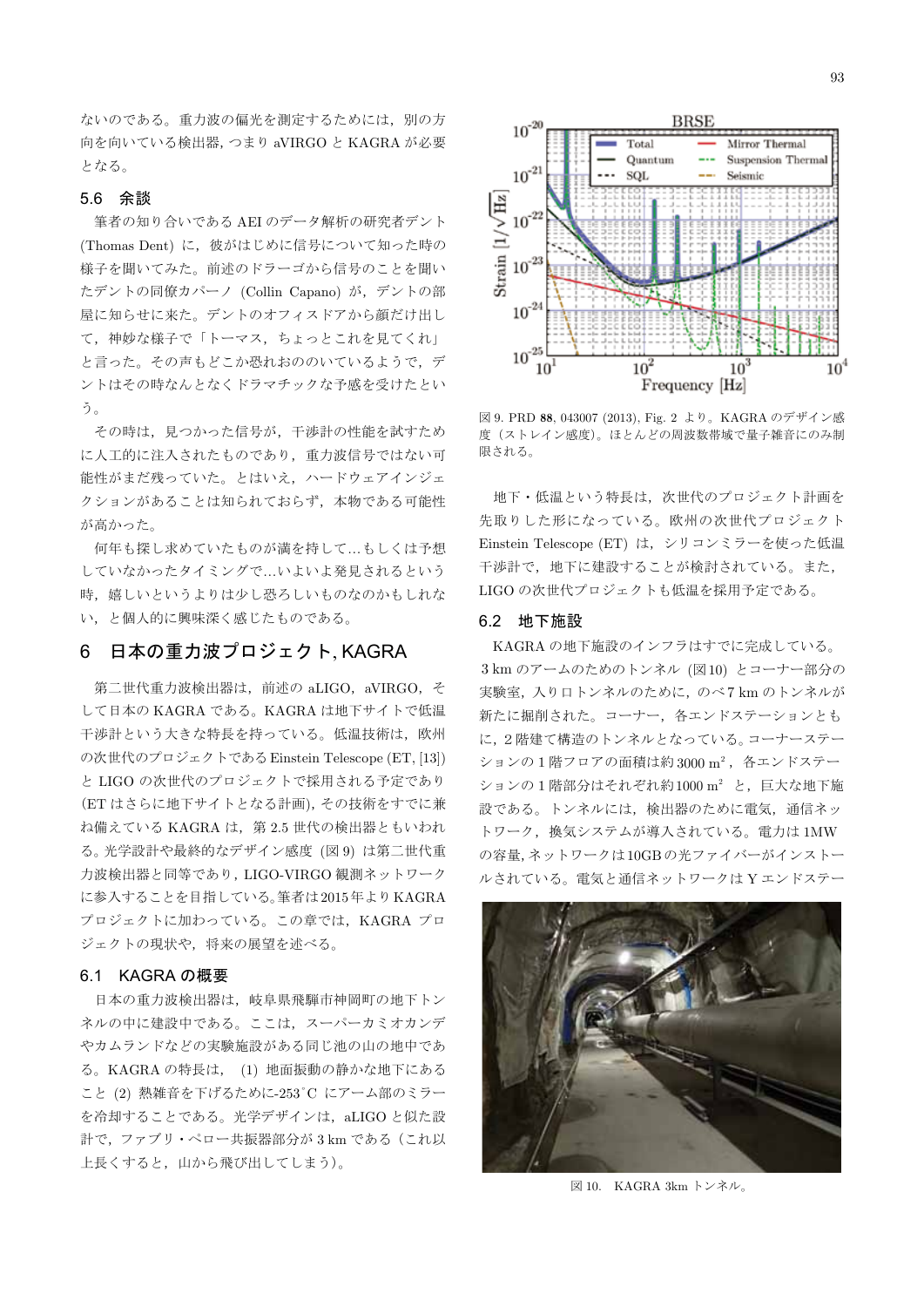ないのである。重力波の偏光を測定するためには，別の方向を向いている検出器，つまり aVIRGO と KAGRA が必要となる。

### 5.6 余談

筆者の知り合いである AEI のデータ解析の研究者デント (Thomas Dent) に，彼がはじめに信号について知った時の様子を聞いてみた。前述のドラーゴから信号のことを聞いたデントの同僚カパーノ (Collin Capano) が，デントの部屋に知らせに来た。デントのオフィスドアから顔だけ出して，神妙な様子で「トーマス，ちょっとこれを見てくれ」と言った。その声もどこか恐れおののいているようで，デントはその時なんとなくドラマチックな予感を受けたという。

その時は，見つかった信号が，干渉計の性能を試すために人工的に注入されたものであり，重力波信号ではない可能性がまだ残っていた。とはいえ，ハードウェアインジェクションがあることは知られておらず，本物である可能性が高かった。

何年も探し求めていたものが満を持して...もしくは予想していなかったタイミングで...いよいよ発見されるという時，嬉しいというよりは少し恐ろしいものなのかもしれない，と個人的に興味深く感じたものである。

## 6 日本の重力波プロジェクト, KAGRA

第二世代重力波検出器は，前述の aLIGO，aVIRGO，そして日本の KAGRA である。KAGRA は地下サイトで低温干渉計という大きな特長を持っている。低温技術は，欧州の次世代のプロジェクトである Einstein Telescope (ET, [13]) と LIGO の次世代のプロジェクトで採用される予定であり (ET はさらに地下サイトとなる計画)，その技術をすでに兼ね備えている KAGRA は，第 2.5 世代の検出器ともいわれる。光学設計や最終的なデザイン感度（図 9）は第二世代重力波検出器と同等であり，LIGO-VIRGO 観測ネットワークに参入することを目指している。筆者は2015年より KAGRA プロジェクトに加わっている。この章では，KAGRA プロジェクトの現状や，将来の展望を述べる。

### 6.1 KAGRA の概要

日本の重力波検出器は，岐阜県飛騨市神岡町の地下トンネルの中に建設中である。ここは，スーパーカミオカンデやカムランドなどの実験施設がある同じ池の山の地中である。KAGRA の特長は， (1) 地面振動の静かな地下にあること (2) 熱雑音を下げるために-253˚C にアーム部のミラーを冷却することである。光学デザインは，aLIGO と似た設計で，ファブリ・ペロー共振器部分が 3 km である（これ以上長くすると，山から飛び出してしまう）。

図 9. PRD **88**, 043007 (2013), Fig. 2 より。KAGRA のデザイン感度（ストレイン感度）。ほとんどの周波数帯域で量子雑音にのみ制限される。

地下・低温という特長は，次世代のプロジェクト計画を先取りした形になっている。欧州の次世代プロジェクト Einstein Telescope (ET) は，シリコンミラーを使った低温干渉計で，地下に建設することが検討されている。また，LIGO の次世代プロジェクトも低温を採用予定である。

### 6.2 地下施設

KAGRA の地下施設のインフラはすでに完成している。3 km のアームのためのトンネル（図10）とコーナー部分の実験室，入りロトンネルのために，のべ7 km のトンネルが新たに掘削された。コーナー，各エンドステーションともに，2 階建て構造のトンネルとなっている。コーナーステーションの 1 階フロアの面積は約 3000 $m^2$，各エンドステーションの 1 階部分はそれぞれ約1000 $m^2$ と，巨大な地下施設である。トンネルには，検出器のために電気，通信ネットワーク，換気システムが導入されている。電力は 1MW の容量，ネットワークは10GB の光ファイバーがインストールされている。電気と通信ネットワークは Y エンドステー

図 10. KAGRA 3km トンネル。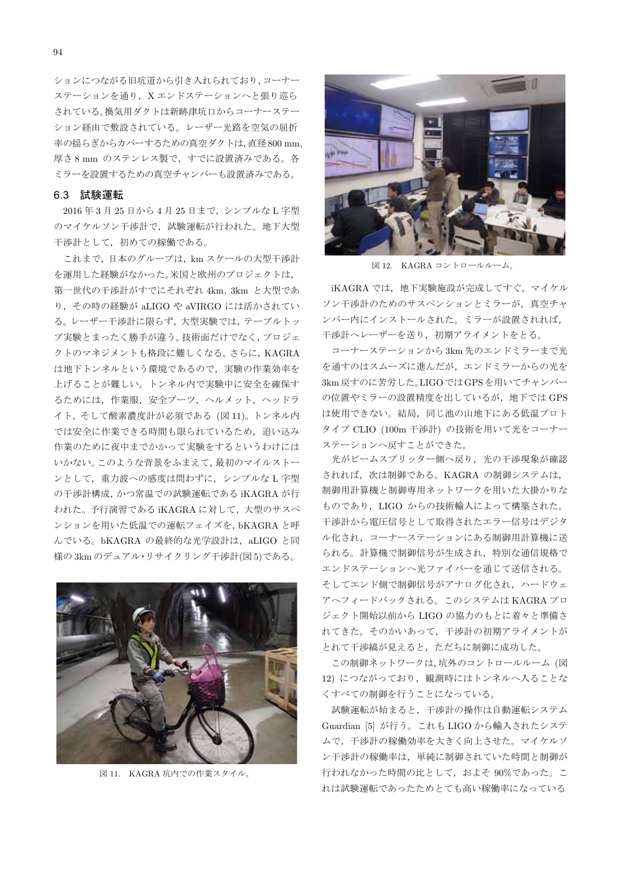ションにつながる旧坑道から引き入れられており，コーナーステーションを通り，X エンドステーションへと張り巡らされている。換気用ダクトは新跡津坑口からコーナーステーション経由で敷設されている。レーザー光路を空気の屈折率の揺らぎからカバーするための真空ダクトは，直径800 mm，厚さ8 mm のステンレス製で，すでに設置済みである。各ミラーを設置するための真空チャンバーも設置済みである。

## 6.3　試験運転

2016 年 3 月 25 日から 4 月 25 日まで，シンプルな L 字型のマイケルソン干渉計で，試験運転が行われた。地下大型干渉計として，初めての稼働である。

これまで，日本のグループは，km スケールの大型干渉計を運用した経験がなかった。米国と欧州のプロジェクトは，第一世代の干渉計がすでにそれぞれ 4km，3km と大型であり，その時の経験が aLIGO や aVIRGO には活かされている。レーザー干渉計に限らず，大型実験では，テーブルトップ実験とまったく勝手が違う。技術面だけでなく，プロジェクトのマネジメントも格段に難しくなる。さらに，KAGRA は地下トンネルという環境であるので，実験の作業効率を上げることが難しい。トンネル内で実験中に安全を確保するためには，作業服，安全ブーツ，ヘルメット，ヘッドライト，そして酸素濃度計が必須である (図 11)。トンネル内では安全に作業できる時間も限られているため，追い込み作業のために夜中までかかって実験をするというわけにはいかない。このような背景をふまえて，最初のマイルストーンとして，重力波への感度は問わずに，シンプルな L 字型の干渉計構成，かつ常温での試験運転である iKAGRA が行われた。予行演習である iKAGRA に対して，大型のサスペンションを用いた低温での運転フェイズを，bKAGRA と呼んでいる。bKAGRA の最終的な光学設計は，aLIGO と同様の 3km のデュアル・リサイクリング干渉計(図 5)である。

図 11.　KAGRA 坑内での作業スタイル。

図 12.　KAGRA コントロールルーム。

iKAGRA では，地下実験施設が完成してすぐ，マイケルソン干渉計のためのサスペンションとミラーが，真空チャンバー内にインストールされた。ミラーが設置されれば，干渉計へレーザーを送り，初期アライメントをとる。

コーナーステーションから 3km 先のエンドミラーまで光を通すのはスムーズに進んだが，エンドミラーからの光を 3km 戻すのに苦労した。LIGO では GPS を用いてチャンバーの位置やミラーの設置精度を出しているが，地下では GPS は使用できない。結局，同じ池の山地下にある低温プロトタイプ CLIO (100m 干渉計) の技術を用いて光をコーナーステーションへ戻すことができた。

光がビームスプリッター側へ戻り，光の干渉現象が確認されれば，次は制御である。KAGRA の制御システムは，制御用計算機と制御専用ネットワークを用いた大掛かりなものであり，LIGO からの技術輸入によって構築された。干渉計から電圧信号として取得されたエラー信号はデジタル化され，コーナーステーションにある制御用計算機に送られる。計算機で制御信号が生成され，特別な通信規格でエンドステーションへ光ファイバーを通じて送信される。そしてエンド側で制御信号がアナログ化され，ハードウェアへフィードバックされる。このシステムは KAGRA プロジェクト開始以前から LIGO の協力のもとに着々と準備されてきた。そのかいあって，干渉計の初期アライメントがとれて干渉縞が見えると，ただちに制御に成功した。

この制御ネットワークは，坑外のコントロールルーム (図 12) につながっており，観測時にはトンネルへ入ることなくすべての制御を行うことになっている。

試験運転が始まると，干渉計の操作は自動運転システム Guardian [5] が行う。これも LIGO から輸入されたシステムで，干渉計の稼働効率を大きく向上させた。マイケルソン干渉計の稼働率は，単純に制御されていた時間と制御が行われなかった時間の比として，およそ 90%であった。これは試験運転であったためとても高い稼働率になっている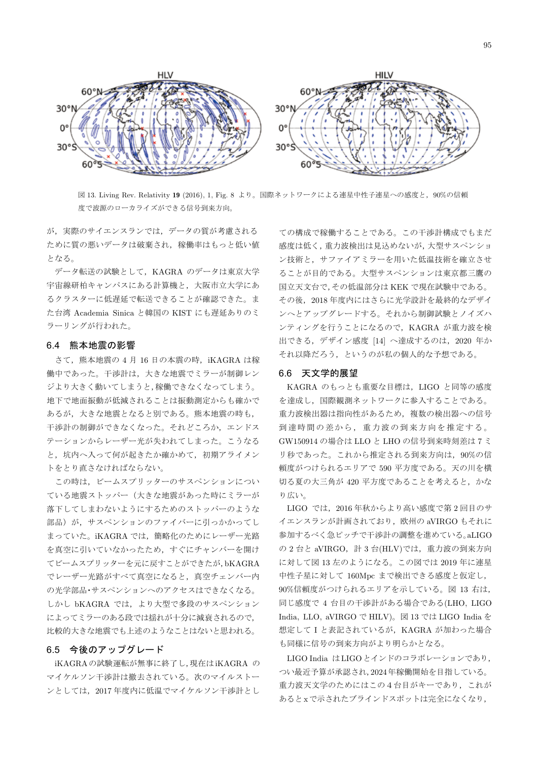図 13. Living Rev. Relativity **19** (2016), 1, Fig. 8 より。国際ネットワークによる連星中性子連星への感度と，90%の信頼度で波源のローカライズができる信号到来方向。

が，実際のサイエンスランでは，データの質が考慮されるために質の悪いデータは破棄され，稼働率はもっと低い値となる。

データ転送の試験として，KAGRA のデータは東京大学宇宙線研柏キャンパスにある計算機と，大阪市立大学にあるクラスターに低遅延で転送できることが確認できた。また台湾 Academia Sinica と韓国の KIST にも遅延ありのミラーリングが行われた。

## 6.4 熊本地震の影響

さて，熊本地震の 4 月 16 日の本震の時，iKAGRA は稼働中であった。干渉計は，大きな地震でミラーが制御レンジより大きく動いてしまうと，稼働できなくなってしまう。地下で地面振動が低減されることは振動測定からも確かであるが，大きな地震となると別である。熊本地震の時も，干渉計の制御ができなくなった。それどころか，エンドステーションからレーザー光が失われてしまった。こうなると，坑内へ入って何が起きたか確かめて，初期アライメントをとり直さなければならない。

この時は，ビームスプリッターのサスペンションについている地震ストッパー（大きな地震があった時にミラーが落下してしまわないようにするためのストッパーのような部品）が，サスペンションのファイバーに引っかかってしまっていた。iKAGRA では，簡略化のためにレーザー光路を真空に引いていなかったため，すぐにチャンバーを開けてビームスプリッターを元に戻すことができたが，bKAGRA でレーザー光路がすべて真空になると，真空チェンバー内の光学部品・サスペンションへのアクセスはできなくなる。しかし bKAGRA では，より大型で多段のサスペンションによってミラーのある段では揺れが十分に減衰されるので，比較的大きな地震でも上述のようなことはないと思われる。

## 6.5 今後のアップグレード

iKAGRA の試験運転が無事に終了し，現在は iKAGRA のマイケルソン干渉計は撤去されている。次のマイルストーンとしては，2017 年度内に低温でマイケルソン干渉計としての構成で稼働することである。この干渉計構成でもまだ感度は低く，重力波検出は見込めないが，大型サスペンション技術と，サファイアミラーを用いた低温技術を確立させることが目的である。大型サスペンションは東京都三鷹の国立天文台で，その低温部分は KEK で現在試験中である。その後，2018 年度内にはさらに光学設計を最終的なデザインへとアップグレードする。それから制御試験とノイズハンティングを行うことになるので，KAGRA が重力波を検出できる，デザイン感度 [14] へ達成するのは，2020 年かそれ以降だろう，というのが私の個人的な予想である。

## 6.6 天文学的展望

KAGRA のもっとも重要な目標は，LIGO と同等の感度を達成し，国際観測ネットワークに参入することである。重力波検出器は指向性があるため，複数の検出器への信号到達時間の差から，重力波の到来方向を推定する。GW150914 の場合は LLO と LHO の信号到来時刻差は 7 ミリ秒であった。これから推定される到来方向は，90%の信頼度がつけられるエリアで 590 平方度である。天の川を横切る夏の大三角が 420 平方度であることを考えると，かなり広い。

LIGO では，2016 年秋からより高い感度で第 2 回目のサイエンスランが計画されており，欧州の aVIRGO もそれに参加するべく急ピッチで干渉計の調整を進めている。aLIGO の 2 台と aVIRGO，計 3 台(HLV)では，重力波の到来方向に対して図 13 左のようになる。この図では 2019 年に連星中性子星に対して 160Mpc まで検出できる感度と仮定し，90%信頼度がつけられるエリアを示している。図 13 右は，同じ感度で 4 台目の干渉計がある場合である(LHO，LIGO India，LLO，aVIRGO で HILV)。図 13 では LIGO India を想定して I と表記されているが，KAGRA が加わった場合も同様に信号の到来方向がより明らかとなる。

LIGO India は LIGO とインドのコラボレーションであり，つい最近予算が承認され，2024 年稼働開始を目指している。重力波天文学のためにはこの 4 台目がキーであり，これがあると x で示されたブラインドスポットは完全になくなり，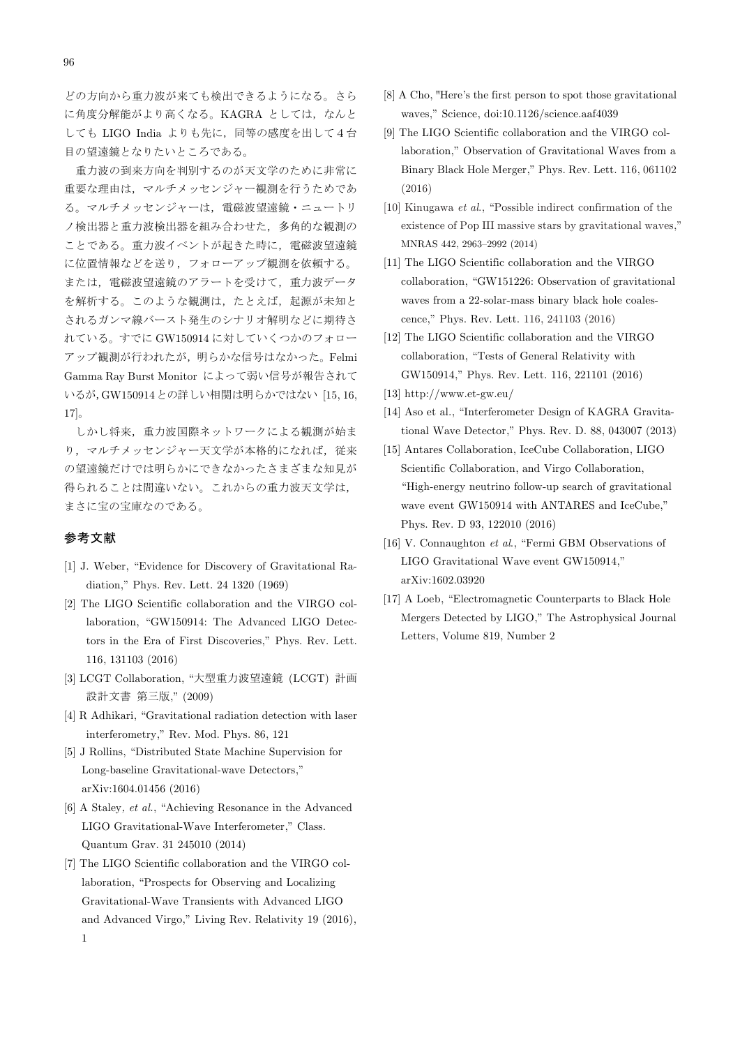どの方向から重力波が来ても検出できるようになる。さらに角度分解能がより高くなる。KAGRA としては，なんとしても LIGO India よりも先に，同等の感度を出して 4 台目の望遠鏡となりたいところである。

重力波の到来方向を判別するのが天文学のために非常に重要な理由は，マルチメッセンジャー観測を行うためである。マルチメッセンジャーは，電磁波望遠鏡・ニュートリノ検出器と重力波検出器を組み合わせた，多角的な観測のことである。重力波イベントが起きた時に，電磁波望遠鏡に位置情報などを送り，フォローアップ観測を依頼する。または，電磁波望遠鏡のアラートを受けて，重力波データを解析する。このような観測は，たとえば，起源が未知とされるガンマ線バースト発生のシナリオ解明などに期待されている。すでに GW150914 に対していくつかのフォローアップ観測が行われたが，明らかな信号はなかった。Felmi Gamma Ray Burst Monitor によって弱い信号が報告されているが, GW150914 との詳しい相関は明らかではない [15, 16, 17]。

しかし将来，重力波国際ネットワークによる観測が始まり，マルチメッセンジャー天文学が本格的になれば，従来の望遠鏡だけでは明らかにできなかったさまざまな知見が得られることは間違いない。これからの重力波天文学は，まさに宝の宝庫なのである。

## 参考文献

[1] J. Weber, "Evidence for Discovery of Gravitational Radiation," Phys. Rev. Lett. 24 1320 (1969)

[2] The LIGO Scientific collaboration and the VIRGO collaboration, "GW150914: The Advanced LIGO Detectors in the Era of First Discoveries," Phys. Rev. Lett. 116, 131103 (2016)

[3] LCGT Collaboration, "大型重力波望遠鏡 (LCGT) 計画 設計文書 第三版," (2009)

[4] R Adhikari, "Gravitational radiation detection with laser interferometry," Rev. Mod. Phys. 86, 121

[5] J Rollins, "Distributed State Machine Supervision for Long-baseline Gravitational-wave Detectors," arXiv:1604.01456 (2016)

[6] A Staley, *et al.*, "Achieving Resonance in the Advanced LIGO Gravitational-Wave Interferometer," Class. Quantum Grav. 31 245010 (2014)

[7] The LIGO Scientific collaboration and the VIRGO collaboration, "Prospects for Observing and Localizing Gravitational-Wave Transients with Advanced LIGO and Advanced Virgo," Living Rev. Relativity 19 (2016), 1

[8] A Cho, "Here's the first person to spot those gravitational waves," Science, doi:10.1126/science.aaf4039

[9] The LIGO Scientific collaboration and the VIRGO collaboration," Observation of Gravitational Waves from a Binary Black Hole Merger," Phys. Rev. Lett. 116, 061102 (2016)

[10] Kinugawa *et al.*, "Possible indirect confirmation of the existence of Pop III massive stars by gravitational waves," MNRAS 442, 2963–2992 (2014)

[11] The LIGO Scientific collaboration and the VIRGO collaboration, "GW151226: Observation of gravitational waves from a 22-solar-mass binary black hole coalescence," Phys. Rev. Lett. 116, 241103 (2016)

[12] The LIGO Scientific collaboration and the VIRGO collaboration, "Tests of General Relativity with GW150914," Phys. Rev. Lett. 116, 221101 (2016)

[13] http://www.et-gw.eu/

[14] Aso et al., "Interferometer Design of KAGRA Gravitational Wave Detector," Phys. Rev. D. 88, 043007 (2013)

[15] Antares Collaboration, IceCube Collaboration, LIGO Scientific Collaboration, and Virgo Collaboration, "High-energy neutrino follow-up search of gravitational wave event GW150914 with ANTARES and IceCube," Phys. Rev. D 93, 122010 (2016)

[16] V. Connaughton *et al.*, "Fermi GBM Observations of LIGO Gravitational Wave event GW150914," arXiv:1602.03920

[17] A Loeb, "Electromagnetic Counterparts to Black Hole Mergers Detected by LIGO," The Astrophysical Journal Letters, Volume 819, Number 2